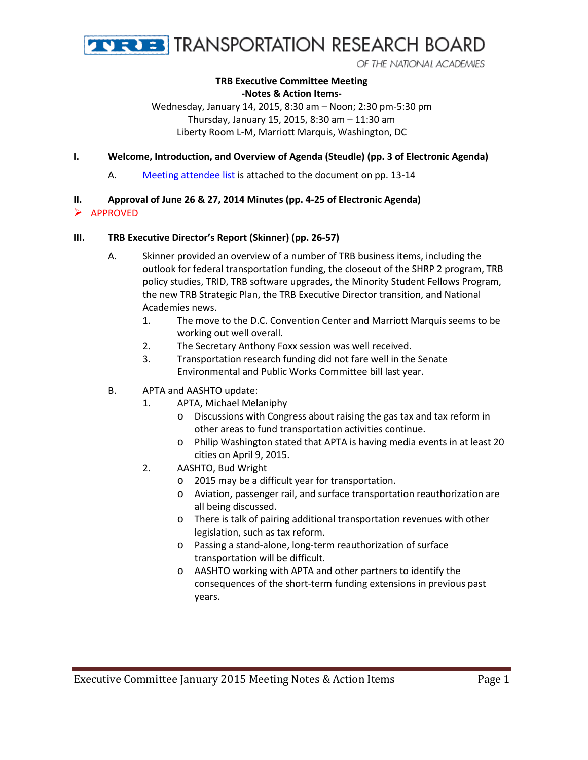TRANSPORTATION RESEARCH BOARD

OF THE NATIONAL ACADEMIES

**TRB Executive Committee Meeting**
**-Notes & Action Items-**

Wednesday, January 14, 2015, 8:30 am – Noon; 2:30 pm-5:30 pm
Thursday, January 15, 2015, 8:30 am – 11:30 am
Liberty Room L-M, Marriott Marquis, Washington, DC

## I. Welcome, Introduction, and Overview of Agenda (Steudle) (pp. 3 of Electronic Agenda)

A. Meeting attendee list is attached to the document on pp. 13-14

## II. Approval of June 26 & 27, 2014 Minutes (pp. 4-25 of Electronic Agenda)

- APPROVED

## III. TRB Executive Director's Report (Skinner) (pp. 26-57)

A. Skinner provided an overview of a number of TRB business items, including the outlook for federal transportation funding, the closeout of the SHRP 2 program, TRB policy studies, TRID, TRB software upgrades, the Minority Student Fellows Program, the new TRB Strategic Plan, the TRB Executive Director transition, and National Academies news.

1. The move to the D.C. Convention Center and Marriott Marquis seems to be working out well overall.
2. The Secretary Anthony Foxx session was well received.
3. Transportation research funding did not fare well in the Senate Environmental and Public Works Committee bill last year.

B. APTA and AASHTO update:

1. APTA, Michael Melaniphy
   - Discussions with Congress about raising the gas tax and tax reform in other areas to fund transportation activities continue.
   - Philip Washington stated that APTA is having media events in at least 20 cities on April 9, 2015.
2. AASHTO, Bud Wright
   - 2015 may be a difficult year for transportation.
   - Aviation, passenger rail, and surface transportation reauthorization are all being discussed.
   - There is talk of pairing additional transportation revenues with other legislation, such as tax reform.
   - Passing a stand-alone, long-term reauthorization of surface transportation will be difficult.
   - AASHTO working with APTA and other partners to identify the consequences of the short-term funding extensions in previous past years.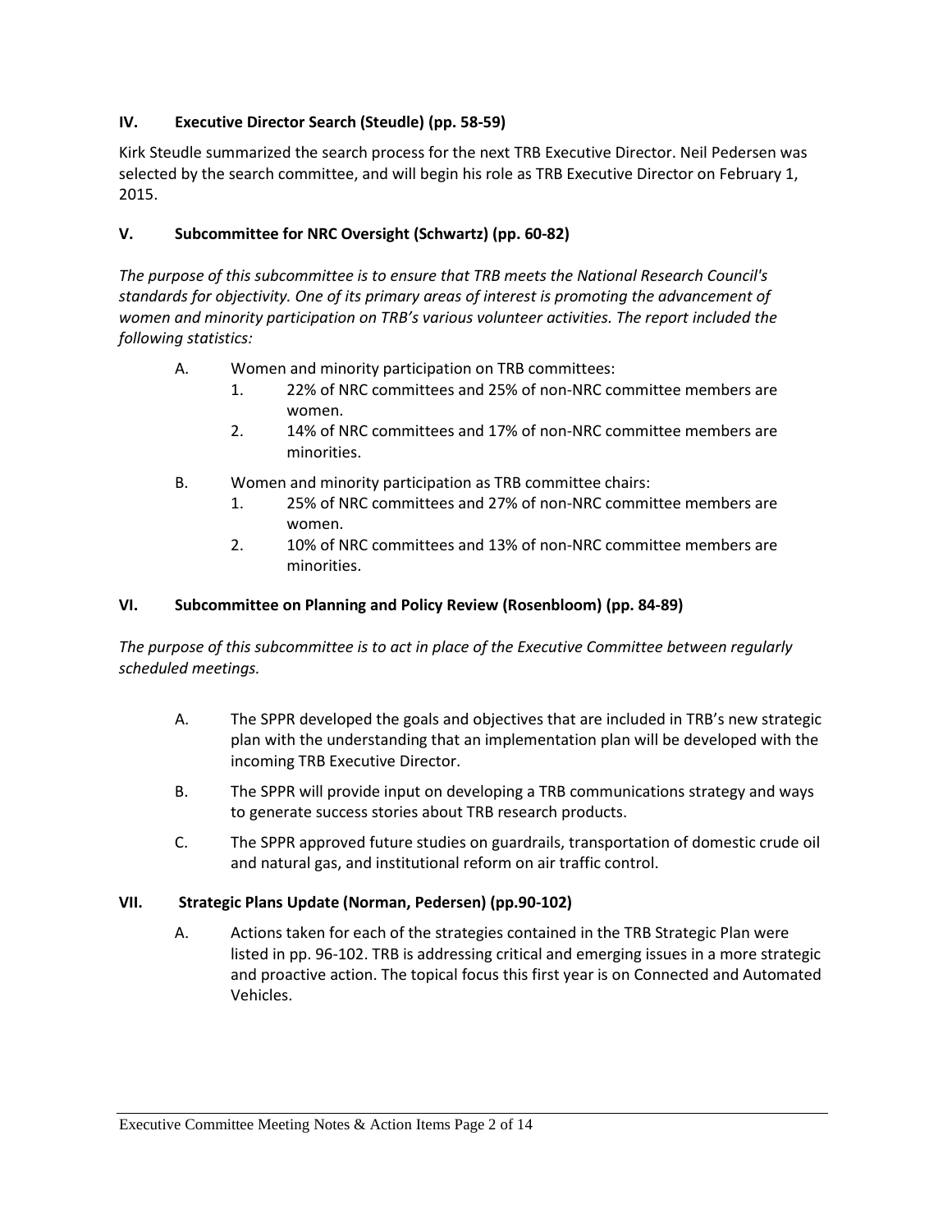### IV. Executive Director Search (Steudle) (pp. 58-59)

Kirk Steudle summarized the search process for the next TRB Executive Director. Neil Pedersen was selected by the search committee, and will begin his role as TRB Executive Director on February 1, 2015.

### V. Subcommittee for NRC Oversight (Schwartz) (pp. 60-82)

*The purpose of this subcommittee is to ensure that TRB meets the National Research Council's standards for objectivity. One of its primary areas of interest is promoting the advancement of women and minority participation on TRB's various volunteer activities. The report included the following statistics:*

A. Women and minority participation on TRB committees:
   1. 22% of NRC committees and 25% of non-NRC committee members are women.
   2. 14% of NRC committees and 17% of non-NRC committee members are minorities.

B. Women and minority participation as TRB committee chairs:
   1. 25% of NRC committees and 27% of non-NRC committee members are women.
   2. 10% of NRC committees and 13% of non-NRC committee members are minorities.

### VI. Subcommittee on Planning and Policy Review (Rosenbloom) (pp. 84-89)

*The purpose of this subcommittee is to act in place of the Executive Committee between regularly scheduled meetings.*

A. The SPPR developed the goals and objectives that are included in TRB's new strategic plan with the understanding that an implementation plan will be developed with the incoming TRB Executive Director.

B. The SPPR will provide input on developing a TRB communications strategy and ways to generate success stories about TRB research products.

C. The SPPR approved future studies on guardrails, transportation of domestic crude oil and natural gas, and institutional reform on air traffic control.

### VII. Strategic Plans Update (Norman, Pedersen) (pp.90-102)

A. Actions taken for each of the strategies contained in the TRB Strategic Plan were listed in pp. 96-102. TRB is addressing critical and emerging issues in a more strategic and proactive action. The topical focus this first year is on Connected and Automated Vehicles.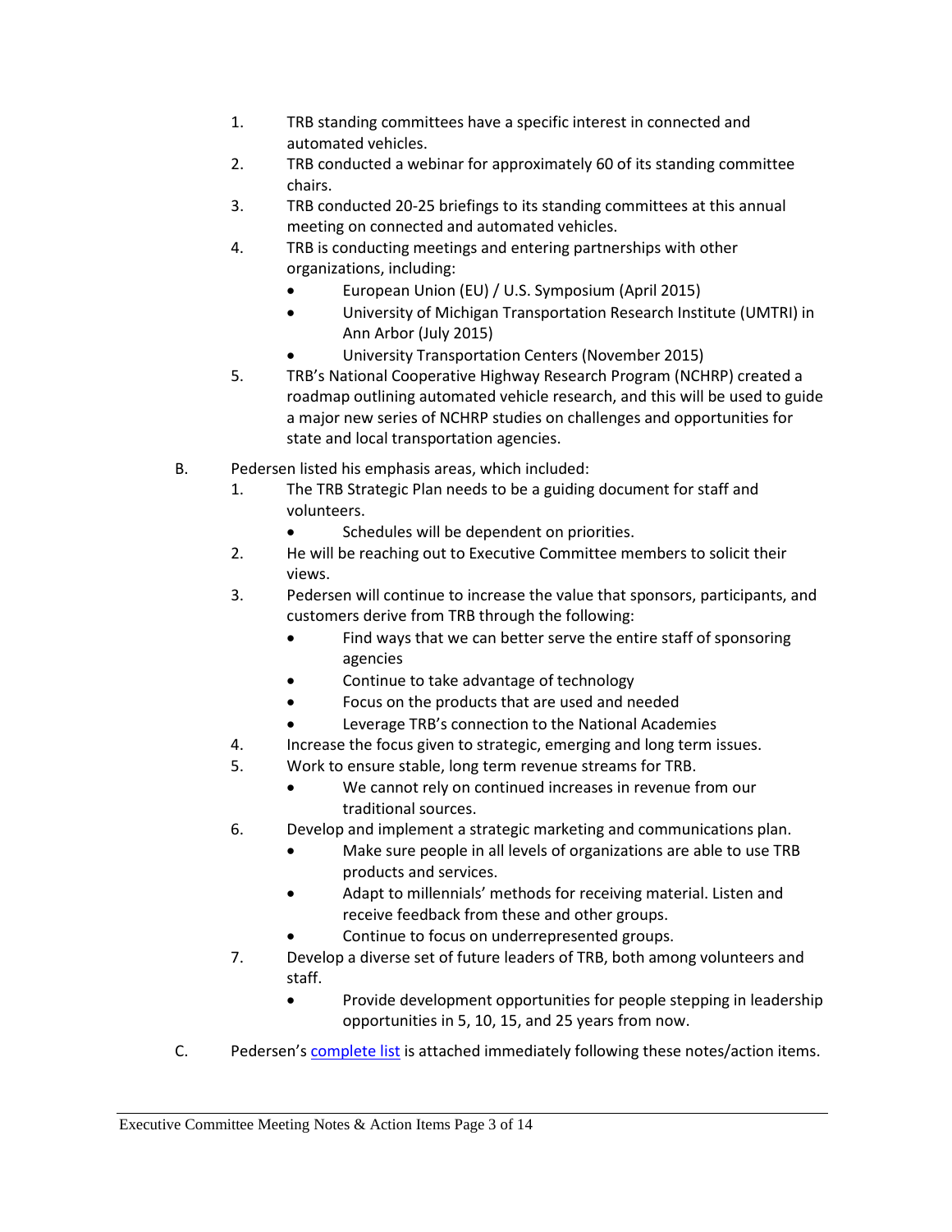1. TRB standing committees have a specific interest in connected and automated vehicles.
2. TRB conducted a webinar for approximately 60 of its standing committee chairs.
3. TRB conducted 20-25 briefings to its standing committees at this annual meeting on connected and automated vehicles.
4. TRB is conducting meetings and entering partnerships with other organizations, including:
   - European Union (EU) / U.S. Symposium (April 2015)
   - University of Michigan Transportation Research Institute (UMTRI) in Ann Arbor (July 2015)
   - University Transportation Centers (November 2015)
5. TRB's National Cooperative Highway Research Program (NCHRP) created a roadmap outlining automated vehicle research, and this will be used to guide a major new series of NCHRP studies on challenges and opportunities for state and local transportation agencies.

B. Pedersen listed his emphasis areas, which included:

1. The TRB Strategic Plan needs to be a guiding document for staff and volunteers.
   - Schedules will be dependent on priorities.
2. He will be reaching out to Executive Committee members to solicit their views.
3. Pedersen will continue to increase the value that sponsors, participants, and customers derive from TRB through the following:
   - Find ways that we can better serve the entire staff of sponsoring agencies
   - Continue to take advantage of technology
   - Focus on the products that are used and needed
   - Leverage TRB's connection to the National Academies
4. Increase the focus given to strategic, emerging and long term issues.
5. Work to ensure stable, long term revenue streams for TRB.
   - We cannot rely on continued increases in revenue from our traditional sources.
6. Develop and implement a strategic marketing and communications plan.
   - Make sure people in all levels of organizations are able to use TRB products and services.
   - Adapt to millennials' methods for receiving material. Listen and receive feedback from these and other groups.
   - Continue to focus on underrepresented groups.
7. Develop a diverse set of future leaders of TRB, both among volunteers and staff.
   - Provide development opportunities for people stepping in leadership opportunities in 5, 10, 15, and 25 years from now.

C. Pedersen's complete list is attached immediately following these notes/action items.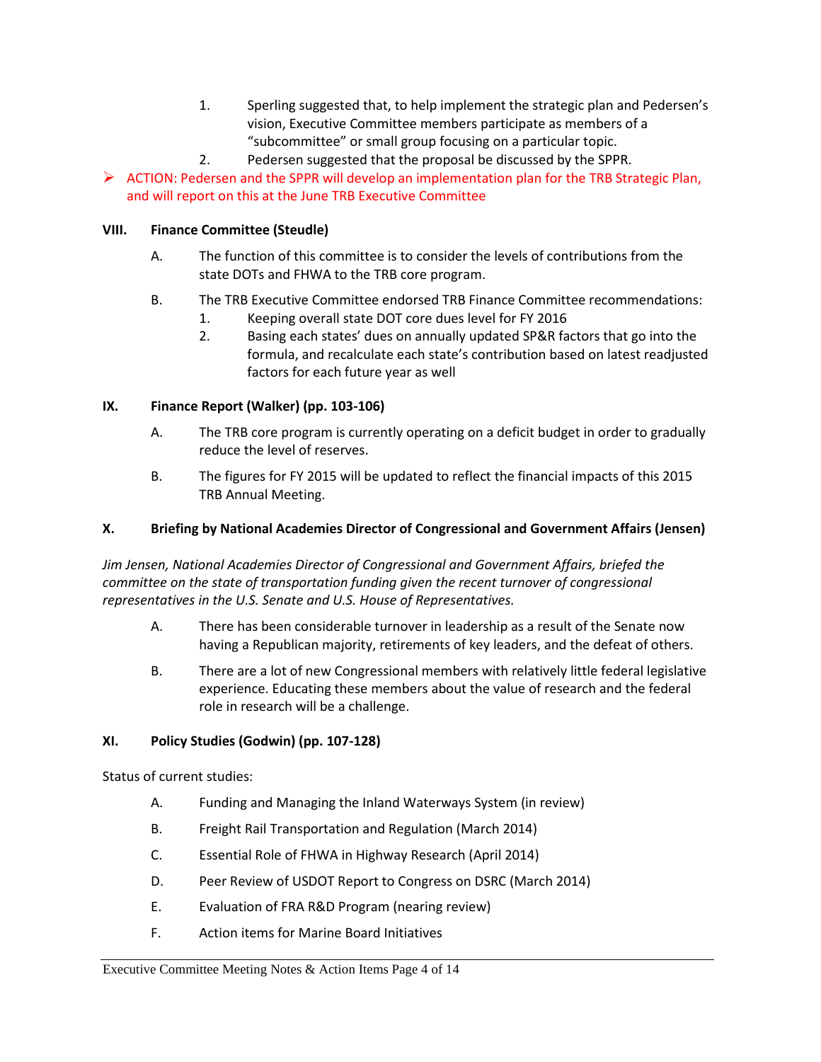1. Sperling suggested that, to help implement the strategic plan and Pedersen's vision, Executive Committee members participate as members of a "subcommittee" or small group focusing on a particular topic.
2. Pedersen suggested that the proposal be discussed by the SPPR.

- ACTION: Pedersen and the SPPR will develop an implementation plan for the TRB Strategic Plan, and will report on this at the June TRB Executive Committee

**VIII. Finance Committee (Steudle)**

A. The function of this committee is to consider the levels of contributions from the state DOTs and FHWA to the TRB core program.

B. The TRB Executive Committee endorsed TRB Finance Committee recommendations:
   1. Keeping overall state DOT core dues level for FY 2016
   2. Basing each states' dues on annually updated SP&R factors that go into the formula, and recalculate each state's contribution based on latest readjusted factors for each future year as well

**IX. Finance Report (Walker) (pp. 103-106)**

A. The TRB core program is currently operating on a deficit budget in order to gradually reduce the level of reserves.

B. The figures for FY 2015 will be updated to reflect the financial impacts of this 2015 TRB Annual Meeting.

**X. Briefing by National Academies Director of Congressional and Government Affairs (Jensen)**

*Jim Jensen, National Academies Director of Congressional and Government Affairs, briefed the committee on the state of transportation funding given the recent turnover of congressional representatives in the U.S. Senate and U.S. House of Representatives.*

A. There has been considerable turnover in leadership as a result of the Senate now having a Republican majority, retirements of key leaders, and the defeat of others.

B. There are a lot of new Congressional members with relatively little federal legislative experience. Educating these members about the value of research and the federal role in research will be a challenge.

**XI. Policy Studies (Godwin) (pp. 107-128)**

Status of current studies:

A. Funding and Managing the Inland Waterways System (in review)

B. Freight Rail Transportation and Regulation (March 2014)

C. Essential Role of FHWA in Highway Research (April 2014)

D. Peer Review of USDOT Report to Congress on DSRC (March 2014)

E. Evaluation of FRA R&D Program (nearing review)

F. Action items for Marine Board Initiatives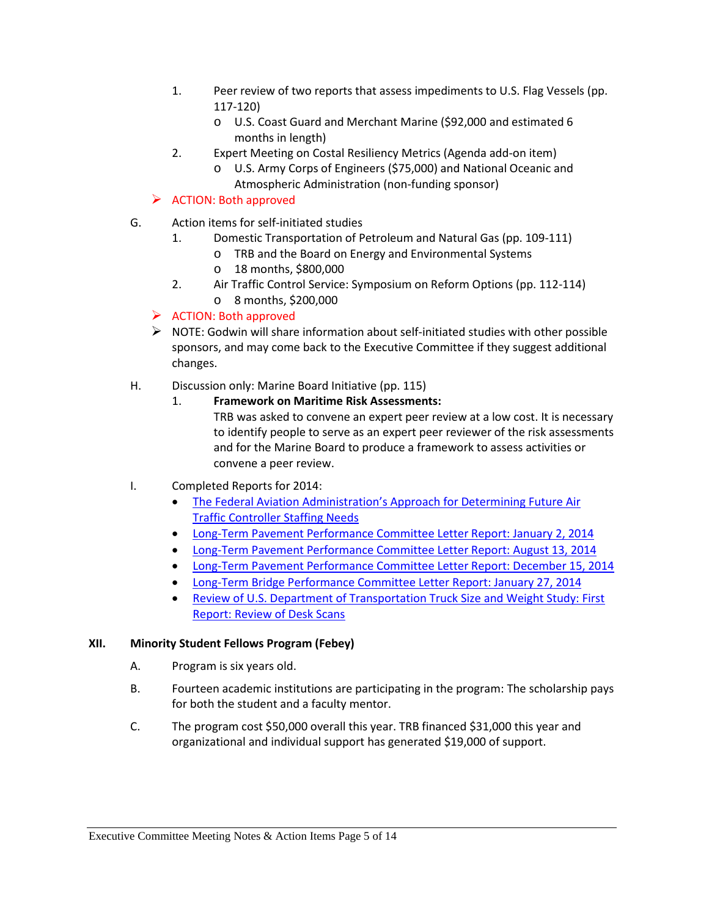1. Peer review of two reports that assess impediments to U.S. Flag Vessels (pp. 117-120)
    - U.S. Coast Guard and Merchant Marine ($92,000 and estimated 6 months in length)
2. Expert Meeting on Costal Resiliency Metrics (Agenda add-on item)
    - U.S. Army Corps of Engineers ($75,000) and National Oceanic and Atmospheric Administration (non-funding sponsor)

➢ ACTION: Both approved

G. Action items for self-initiated studies

1. Domestic Transportation of Petroleum and Natural Gas (pp. 109-111)
    - TRB and the Board on Energy and Environmental Systems
    - 18 months, $800,000
2. Air Traffic Control Service: Symposium on Reform Options (pp. 112-114)
    - 8 months, $200,000

➢ ACTION: Both approved

➢ NOTE: Godwin will share information about self-initiated studies with other possible sponsors, and may come back to the Executive Committee if they suggest additional changes.

H. Discussion only: Marine Board Initiative (pp. 115)

1. **Framework on Maritime Risk Assessments:**

   TRB was asked to convene an expert peer review at a low cost. It is necessary to identify people to serve as an expert peer reviewer of the risk assessments and for the Marine Board to produce a framework to assess activities or convene a peer review.

I. Completed Reports for 2014:

- The Federal Aviation Administration's Approach for Determining Future Air Traffic Controller Staffing Needs
- Long-Term Pavement Performance Committee Letter Report: January 2, 2014
- Long-Term Pavement Performance Committee Letter Report: August 13, 2014
- Long-Term Pavement Performance Committee Letter Report: December 15, 2014
- Long-Term Bridge Performance Committee Letter Report: January 27, 2014
- Review of U.S. Department of Transportation Truck Size and Weight Study: First Report: Review of Desk Scans

## XII. Minority Student Fellows Program (Febey)

A. Program is six years old.

B. Fourteen academic institutions are participating in the program: The scholarship pays for both the student and a faculty mentor.

C. The program cost $50,000 overall this year. TRB financed $31,000 this year and organizational and individual support has generated $19,000 of support.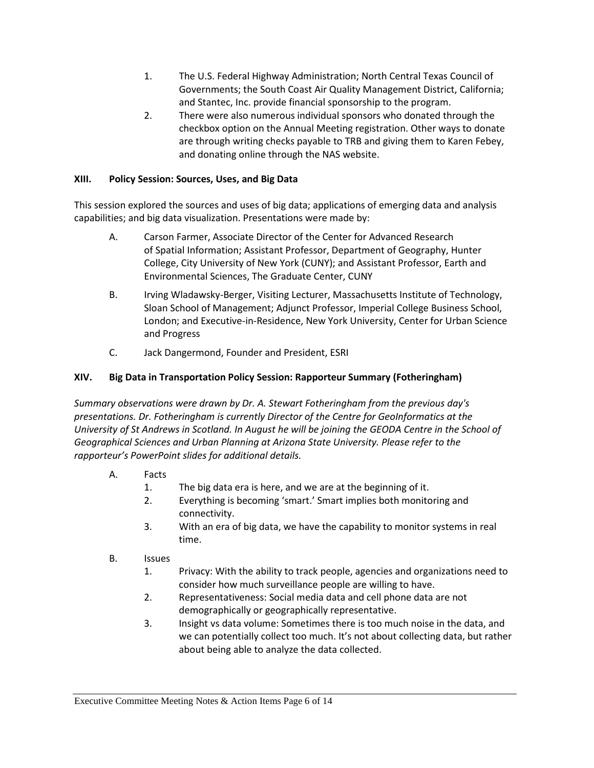1. The U.S. Federal Highway Administration; North Central Texas Council of Governments; the South Coast Air Quality Management District, California; and Stantec, Inc. provide financial sponsorship to the program.
2. There were also numerous individual sponsors who donated through the checkbox option on the Annual Meeting registration. Other ways to donate are through writing checks payable to TRB and giving them to Karen Febey, and donating online through the NAS website.

## XIII. Policy Session: Sources, Uses, and Big Data

This session explored the sources and uses of big data; applications of emerging data and analysis capabilities; and big data visualization. Presentations were made by:

A. Carson Farmer, Associate Director of the Center for Advanced Research of Spatial Information; Assistant Professor, Department of Geography, Hunter College, City University of New York (CUNY); and Assistant Professor, Earth and Environmental Sciences, The Graduate Center, CUNY

B. Irving Wladawsky-Berger, Visiting Lecturer, Massachusetts Institute of Technology, Sloan School of Management; Adjunct Professor, Imperial College Business School, London; and Executive-in-Residence, New York University, Center for Urban Science and Progress

C. Jack Dangermond, Founder and President, ESRI

## XIV. Big Data in Transportation Policy Session: Rapporteur Summary (Fotheringham)

*Summary observations were drawn by Dr. A. Stewart Fotheringham from the previous day's presentations. Dr. Fotheringham is currently Director of the Centre for GeoInformatics at the University of St Andrews in Scotland. In August he will be joining the GEODA Centre in the School of Geographical Sciences and Urban Planning at Arizona State University. Please refer to the rapporteur's PowerPoint slides for additional details.*

A. Facts
   1. The big data era is here, and we are at the beginning of it.
   2. Everything is becoming 'smart.' Smart implies both monitoring and connectivity.
   3. With an era of big data, we have the capability to monitor systems in real time.

B. Issues
   1. Privacy: With the ability to track people, agencies and organizations need to consider how much surveillance people are willing to have.
   2. Representativeness: Social media data and cell phone data are not demographically or geographically representative.
   3. Insight vs data volume: Sometimes there is too much noise in the data, and we can potentially collect too much. It's not about collecting data, but rather about being able to analyze the data collected.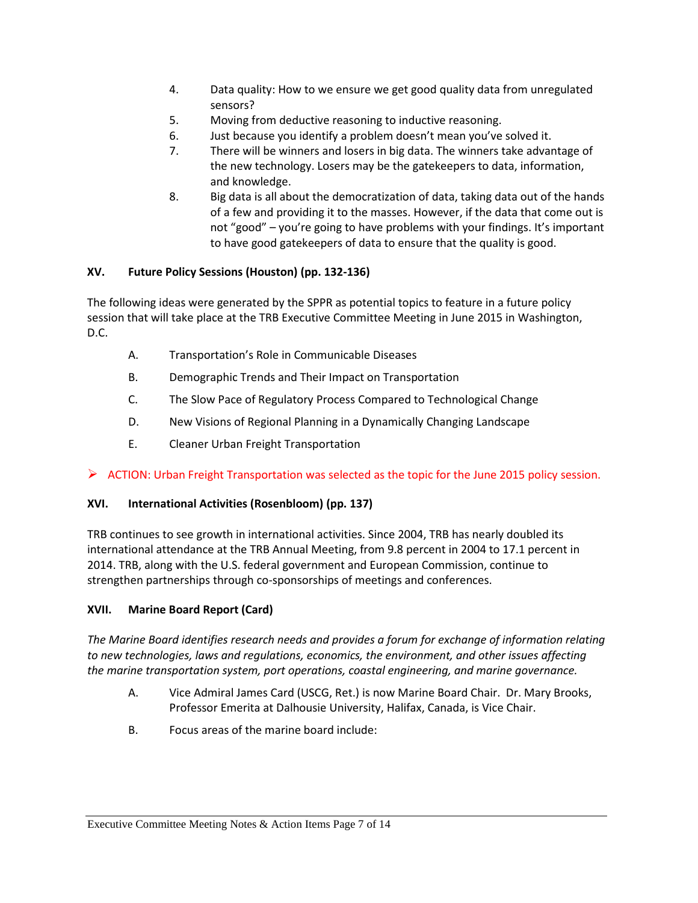4. Data quality: How to we ensure we get good quality data from unregulated sensors?
5. Moving from deductive reasoning to inductive reasoning.
6. Just because you identify a problem doesn't mean you've solved it.
7. There will be winners and losers in big data. The winners take advantage of the new technology. Losers may be the gatekeepers to data, information, and knowledge.
8. Big data is all about the democratization of data, taking data out of the hands of a few and providing it to the masses. However, if the data that come out is not "good" – you're going to have problems with your findings. It's important to have good gatekeepers of data to ensure that the quality is good.

### XV. Future Policy Sessions (Houston) (pp. 132-136)

The following ideas were generated by the SPPR as potential topics to feature in a future policy session that will take place at the TRB Executive Committee Meeting in June 2015 in Washington, D.C.

A. Transportation's Role in Communicable Diseases

B. Demographic Trends and Their Impact on Transportation

C. The Slow Pace of Regulatory Process Compared to Technological Change

D. New Visions of Regional Planning in a Dynamically Changing Landscape

E. Cleaner Urban Freight Transportation

- ACTION: Urban Freight Transportation was selected as the topic for the June 2015 policy session.

### XVI. International Activities (Rosenbloom) (pp. 137)

TRB continues to see growth in international activities. Since 2004, TRB has nearly doubled its international attendance at the TRB Annual Meeting, from 9.8 percent in 2004 to 17.1 percent in 2014. TRB, along with the U.S. federal government and European Commission, continue to strengthen partnerships through co-sponsorships of meetings and conferences.

### XVII. Marine Board Report (Card)

*The Marine Board identifies research needs and provides a forum for exchange of information relating to new technologies, laws and regulations, economics, the environment, and other issues affecting the marine transportation system, port operations, coastal engineering, and marine governance.*

A. Vice Admiral James Card (USCG, Ret.) is now Marine Board Chair. Dr. Mary Brooks, Professor Emerita at Dalhousie University, Halifax, Canada, is Vice Chair.

B. Focus areas of the marine board include: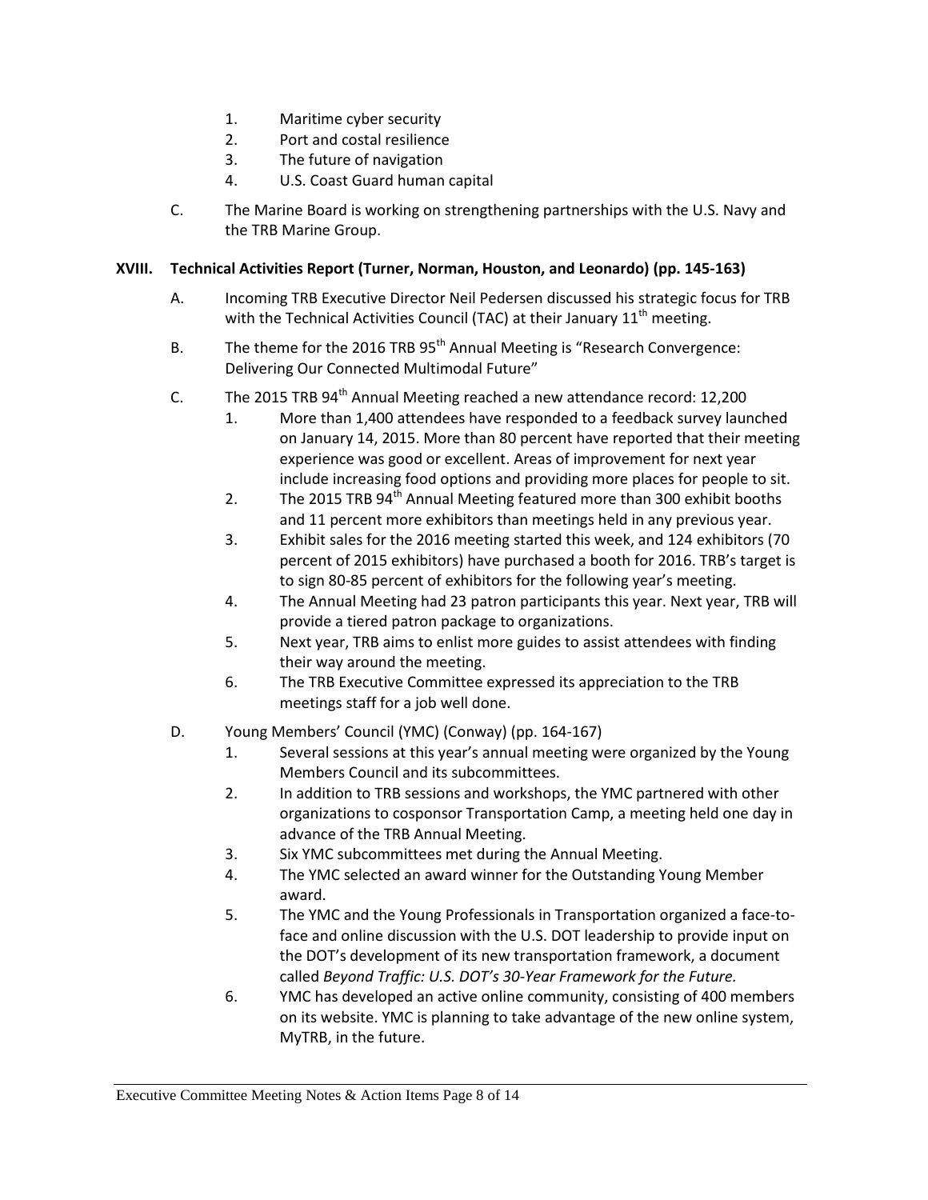1. Maritime cyber security
2. Port and costal resilience
3. The future of navigation
4. U.S. Coast Guard human capital

C. The Marine Board is working on strengthening partnerships with the U.S. Navy and the TRB Marine Group.

## XVIII. Technical Activities Report (Turner, Norman, Houston, and Leonardo) (pp. 145-163)

A. Incoming TRB Executive Director Neil Pedersen discussed his strategic focus for TRB with the Technical Activities Council (TAC) at their January 11th meeting.

B. The theme for the 2016 TRB 95th Annual Meeting is "Research Convergence: Delivering Our Connected Multimodal Future"

C. The 2015 TRB 94th Annual Meeting reached a new attendance record: 12,200

1. More than 1,400 attendees have responded to a feedback survey launched on January 14, 2015. More than 80 percent have reported that their meeting experience was good or excellent. Areas of improvement for next year include increasing food options and providing more places for people to sit.
2. The 2015 TRB 94th Annual Meeting featured more than 300 exhibit booths and 11 percent more exhibitors than meetings held in any previous year.
3. Exhibit sales for the 2016 meeting started this week, and 124 exhibitors (70 percent of 2015 exhibitors) have purchased a booth for 2016. TRB's target is to sign 80-85 percent of exhibitors for the following year's meeting.
4. The Annual Meeting had 23 patron participants this year. Next year, TRB will provide a tiered patron package to organizations.
5. Next year, TRB aims to enlist more guides to assist attendees with finding their way around the meeting.
6. The TRB Executive Committee expressed its appreciation to the TRB meetings staff for a job well done.

D. Young Members' Council (YMC) (Conway) (pp. 164-167)

1. Several sessions at this year's annual meeting were organized by the Young Members Council and its subcommittees.
2. In addition to TRB sessions and workshops, the YMC partnered with other organizations to cosponsor Transportation Camp, a meeting held one day in advance of the TRB Annual Meeting.
3. Six YMC subcommittees met during the Annual Meeting.
4. The YMC selected an award winner for the Outstanding Young Member award.
5. The YMC and the Young Professionals in Transportation organized a face-to-face and online discussion with the U.S. DOT leadership to provide input on the DOT's development of its new transportation framework, a document called *Beyond Traffic: U.S. DOT's 30-Year Framework for the Future.*
6. YMC has developed an active online community, consisting of 400 members on its website. YMC is planning to take advantage of the new online system, MyTRB, in the future.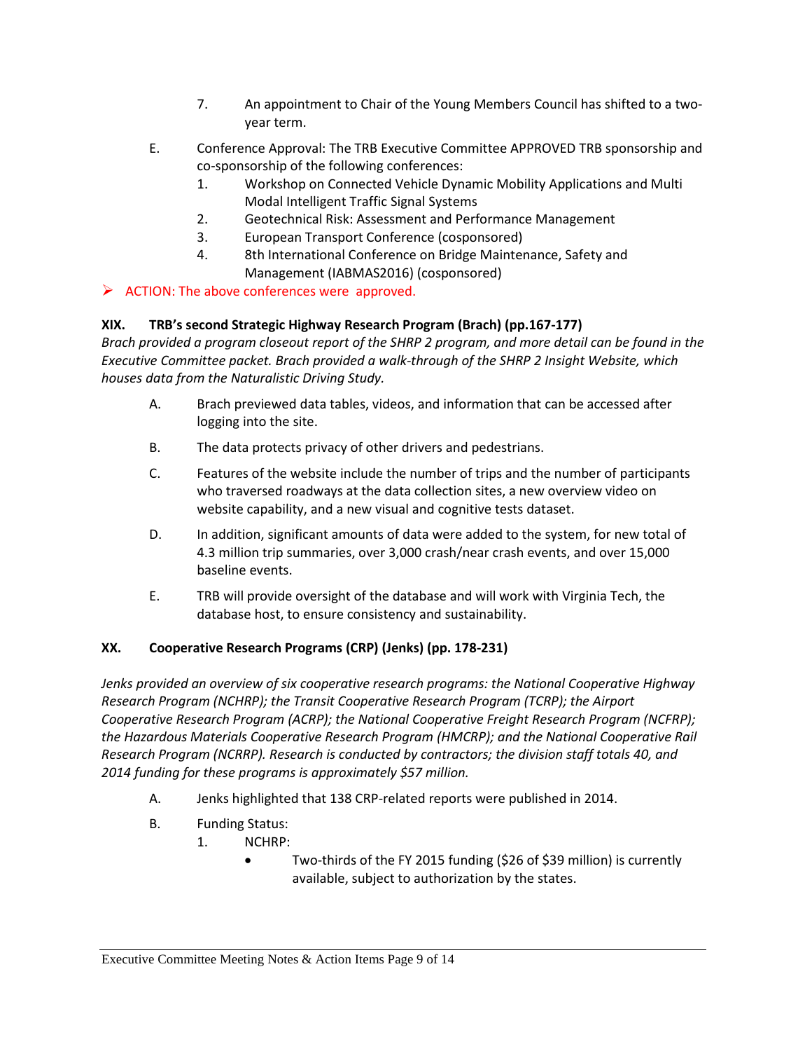7. An appointment to Chair of the Young Members Council has shifted to a two-year term.

E. Conference Approval: The TRB Executive Committee APPROVED TRB sponsorship and co-sponsorship of the following conferences:
   1. Workshop on Connected Vehicle Dynamic Mobility Applications and Multi Modal Intelligent Traffic Signal Systems
   2. Geotechnical Risk: Assessment and Performance Management
   3. European Transport Conference (cosponsored)
   4. 8th International Conference on Bridge Maintenance, Safety and Management (IABMAS2016) (cosponsored)

➢ ACTION: The above conferences were approved.

**XIX. TRB's second Strategic Highway Research Program (Brach) (pp.167-177)**

*Brach provided a program closeout report of the SHRP 2 program, and more detail can be found in the Executive Committee packet. Brach provided a walk-through of the SHRP 2 Insight Website, which houses data from the Naturalistic Driving Study.*

A. Brach previewed data tables, videos, and information that can be accessed after logging into the site.

B. The data protects privacy of other drivers and pedestrians.

C. Features of the website include the number of trips and the number of participants who traversed roadways at the data collection sites, a new overview video on website capability, and a new visual and cognitive tests dataset.

D. In addition, significant amounts of data were added to the system, for new total of 4.3 million trip summaries, over 3,000 crash/near crash events, and over 15,000 baseline events.

E. TRB will provide oversight of the database and will work with Virginia Tech, the database host, to ensure consistency and sustainability.

**XX. Cooperative Research Programs (CRP) (Jenks) (pp. 178-231)**

*Jenks provided an overview of six cooperative research programs: the National Cooperative Highway Research Program (NCHRP); the Transit Cooperative Research Program (TCRP); the Airport Cooperative Research Program (ACRP); the National Cooperative Freight Research Program (NCFRP); the Hazardous Materials Cooperative Research Program (HMCRP); and the National Cooperative Rail Research Program (NCRRP). Research is conducted by contractors; the division staff totals 40, and 2014 funding for these programs is approximately $57 million.*

A. Jenks highlighted that 138 CRP-related reports were published in 2014.

B. Funding Status:
   1. NCHRP:
      - Two-thirds of the FY 2015 funding ($26 of $39 million) is currently available, subject to authorization by the states.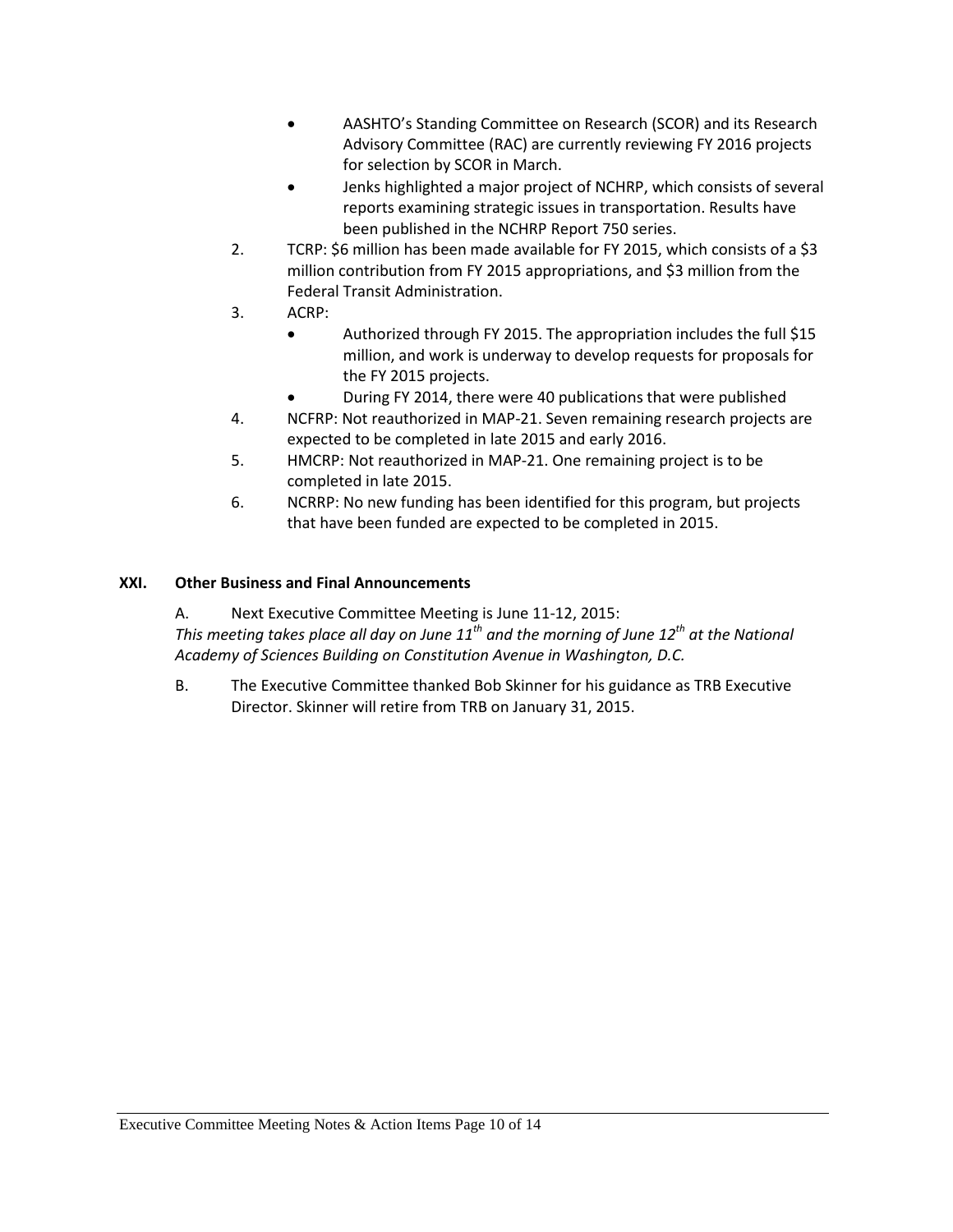- AASHTO's Standing Committee on Research (SCOR) and its Research Advisory Committee (RAC) are currently reviewing FY 2016 projects for selection by SCOR in March.
- Jenks highlighted a major project of NCHRP, which consists of several reports examining strategic issues in transportation. Results have been published in the NCHRP Report 750 series.

2. TCRP: $6 million has been made available for FY 2015, which consists of a $3 million contribution from FY 2015 appropriations, and $3 million from the Federal Transit Administration.
3. ACRP:
   - Authorized through FY 2015. The appropriation includes the full $15 million, and work is underway to develop requests for proposals for the FY 2015 projects.
   - During FY 2014, there were 40 publications that were published
4. NCFRP: Not reauthorized in MAP-21. Seven remaining research projects are expected to be completed in late 2015 and early 2016.
5. HMCRP: Not reauthorized in MAP-21. One remaining project is to be completed in late 2015.
6. NCRRP: No new funding has been identified for this program, but projects that have been funded are expected to be completed in 2015.

**XXI. Other Business and Final Announcements**

A. Next Executive Committee Meeting is June 11-12, 2015:
*This meeting takes place all day on June 11th and the morning of June 12th at the National Academy of Sciences Building on Constitution Avenue in Washington, D.C.*

B. The Executive Committee thanked Bob Skinner for his guidance as TRB Executive Director. Skinner will retire from TRB on January 31, 2015.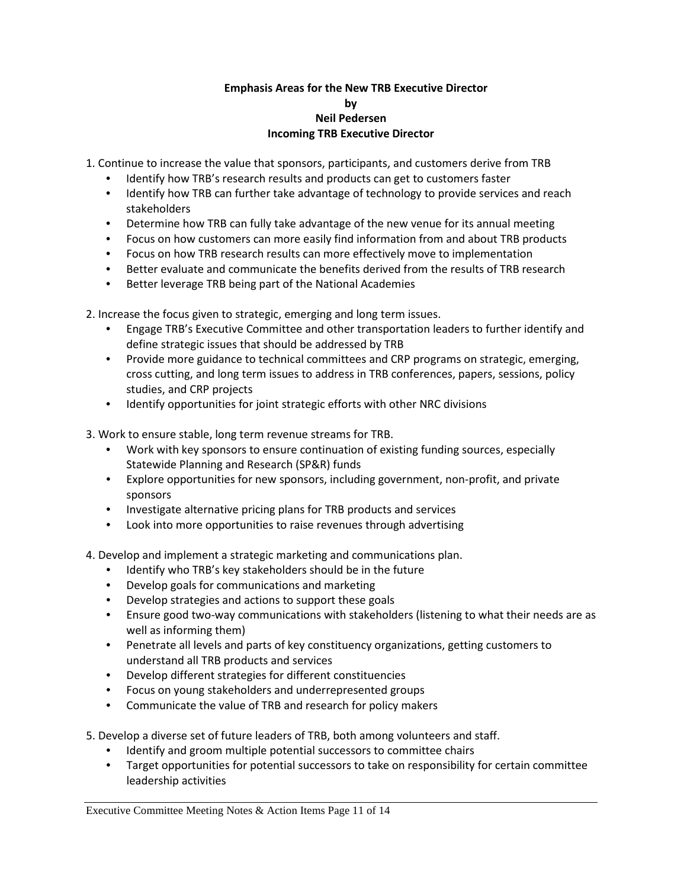**Emphasis Areas for the New TRB Executive Director**
**by**
**Neil Pedersen**
**Incoming TRB Executive Director**

1. Continue to increase the value that sponsors, participants, and customers derive from TRB
    - Identify how TRB's research results and products can get to customers faster
    - Identify how TRB can further take advantage of technology to provide services and reach stakeholders
    - Determine how TRB can fully take advantage of the new venue for its annual meeting
    - Focus on how customers can more easily find information from and about TRB products
    - Focus on how TRB research results can more effectively move to implementation
    - Better evaluate and communicate the benefits derived from the results of TRB research
    - Better leverage TRB being part of the National Academies

2. Increase the focus given to strategic, emerging and long term issues.
    - Engage TRB's Executive Committee and other transportation leaders to further identify and define strategic issues that should be addressed by TRB
    - Provide more guidance to technical committees and CRP programs on strategic, emerging, cross cutting, and long term issues to address in TRB conferences, papers, sessions, policy studies, and CRP projects
    - Identify opportunities for joint strategic efforts with other NRC divisions

3. Work to ensure stable, long term revenue streams for TRB.
    - Work with key sponsors to ensure continuation of existing funding sources, especially Statewide Planning and Research (SP&R) funds
    - Explore opportunities for new sponsors, including government, non-profit, and private sponsors
    - Investigate alternative pricing plans for TRB products and services
    - Look into more opportunities to raise revenues through advertising

4. Develop and implement a strategic marketing and communications plan.
    - Identify who TRB's key stakeholders should be in the future
    - Develop goals for communications and marketing
    - Develop strategies and actions to support these goals
    - Ensure good two-way communications with stakeholders (listening to what their needs are as well as informing them)
    - Penetrate all levels and parts of key constituency organizations, getting customers to understand all TRB products and services
    - Develop different strategies for different constituencies
    - Focus on young stakeholders and underrepresented groups
    - Communicate the value of TRB and research for policy makers

5. Develop a diverse set of future leaders of TRB, both among volunteers and staff.
    - Identify and groom multiple potential successors to committee chairs
    - Target opportunities for potential successors to take on responsibility for certain committee leadership activities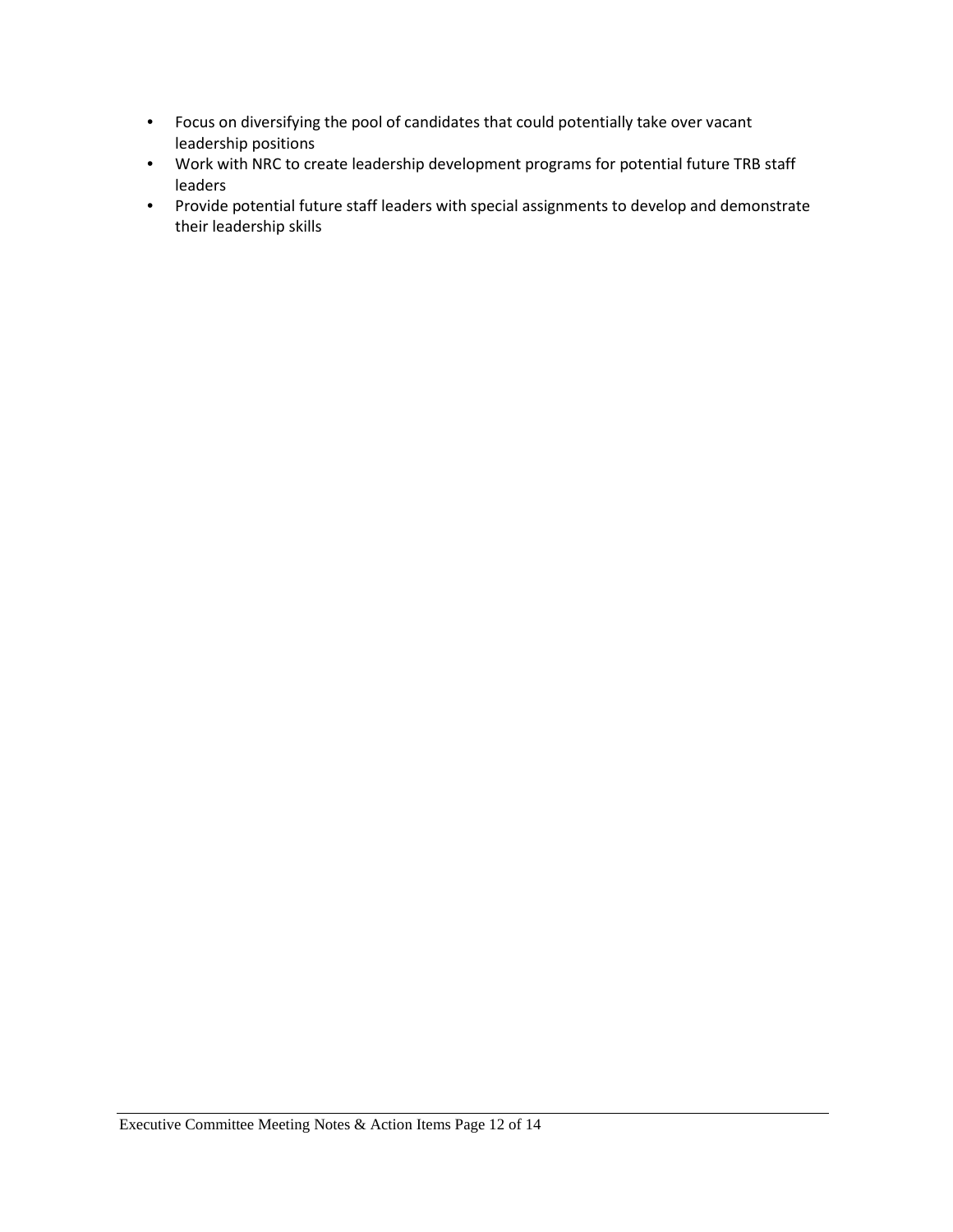- Focus on diversifying the pool of candidates that could potentially take over vacant leadership positions
- Work with NRC to create leadership development programs for potential future TRB staff leaders
- Provide potential future staff leaders with special assignments to develop and demonstrate their leadership skills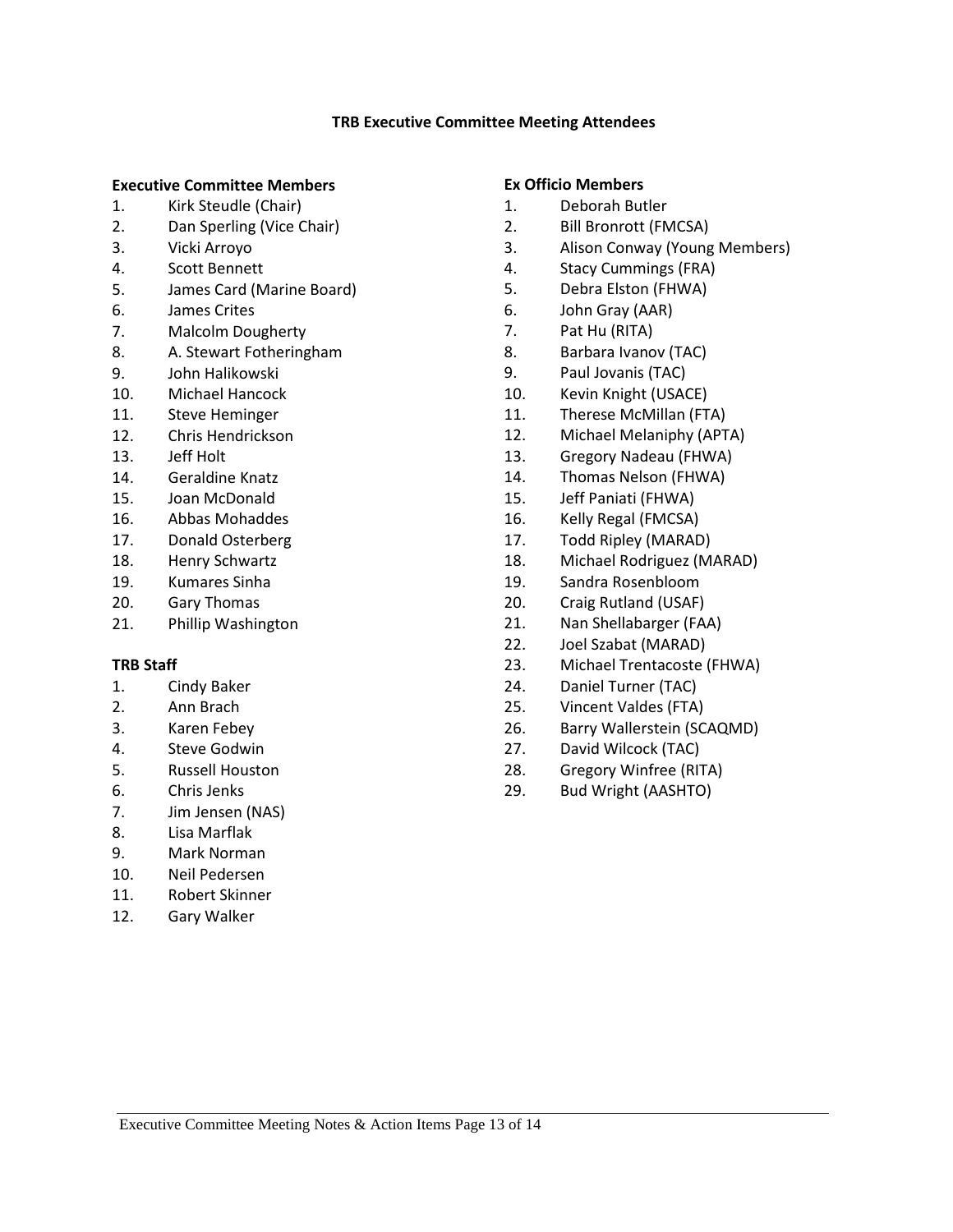# TRB Executive Committee Meeting Attendees

**Executive Committee Members**

1. Kirk Steudle (Chair)
2. Dan Sperling (Vice Chair)
3. Vicki Arroyo
4. Scott Bennett
5. James Card (Marine Board)
6. James Crites
7. Malcolm Dougherty
8. A. Stewart Fotheringham
9. John Halikowski
10. Michael Hancock
11. Steve Heminger
12. Chris Hendrickson
13. Jeff Holt
14. Geraldine Knatz
15. Joan McDonald
16. Abbas Mohaddes
17. Donald Osterberg
18. Henry Schwartz
19. Kumares Sinha
20. Gary Thomas
21. Phillip Washington

**TRB Staff**

1. Cindy Baker
2. Ann Brach
3. Karen Febey
4. Steve Godwin
5. Russell Houston
6. Chris Jenks
7. Jim Jensen (NAS)
8. Lisa Marflak
9. Mark Norman
10. Neil Pedersen
11. Robert Skinner
12. Gary Walker

**Ex Officio Members**

1. Deborah Butler
2. Bill Bronrott (FMCSA)
3. Alison Conway (Young Members)
4. Stacy Cummings (FRA)
5. Debra Elston (FHWA)
6. John Gray (AAR)
7. Pat Hu (RITA)
8. Barbara Ivanov (TAC)
9. Paul Jovanis (TAC)
10. Kevin Knight (USACE)
11. Therese McMillan (FTA)
12. Michael Melaniphy (APTA)
13. Gregory Nadeau (FHWA)
14. Thomas Nelson (FHWA)
15. Jeff Paniati (FHWA)
16. Kelly Regal (FMCSA)
17. Todd Ripley (MARAD)
18. Michael Rodriguez (MARAD)
19. Sandra Rosenbloom
20. Craig Rutland (USAF)
21. Nan Shellabarger (FAA)
22. Joel Szabat (MARAD)
23. Michael Trentacoste (FHWA)
24. Daniel Turner (TAC)
25. Vincent Valdes (FTA)
26. Barry Wallerstein (SCAQMD)
27. David Wilcock (TAC)
28. Gregory Winfree (RITA)
29. Bud Wright (AASHTO)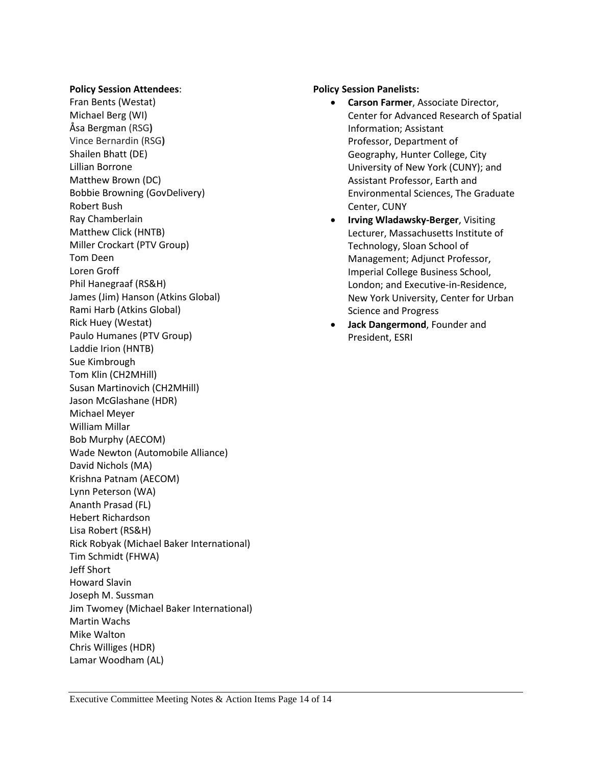**Policy Session Attendees**:

Fran Bents (Westat)
Michael Berg (WI)
Åsa Bergman (RSG)
Vince Bernardin (RSG)
Shailen Bhatt (DE)
Lillian Borrone
Matthew Brown (DC)
Bobbie Browning (GovDelivery)
Robert Bush
Ray Chamberlain
Matthew Click (HNTB)
Miller Crockart (PTV Group)
Tom Deen
Loren Groff
Phil Hanegraaf (RS&H)
James (Jim) Hanson (Atkins Global)
Rami Harb (Atkins Global)
Rick Huey (Westat)
Paulo Humanes (PTV Group)
Laddie Irion (HNTB)
Sue Kimbrough
Tom Klin (CH2MHill)
Susan Martinovich (CH2MHill)
Jason McGlashane (HDR)
Michael Meyer
William Millar
Bob Murphy (AECOM)
Wade Newton (Automobile Alliance)
David Nichols (MA)
Krishna Patnam (AECOM)
Lynn Peterson (WA)
Ananth Prasad (FL)
Hebert Richardson
Lisa Robert (RS&H)
Rick Robyak (Michael Baker International)
Tim Schmidt (FHWA)
Jeff Short
Howard Slavin
Joseph M. Sussman
Jim Twomey (Michael Baker International)
Martin Wachs
Mike Walton
Chris Williges (HDR)
Lamar Woodham (AL)

**Policy Session Panelists:**

- **Carson Farmer**, Associate Director, Center for Advanced Research of Spatial Information; Assistant Professor, Department of Geography, Hunter College, City University of New York (CUNY); and Assistant Professor, Earth and Environmental Sciences, The Graduate Center, CUNY
- **Irving Wladawsky-Berger**, Visiting Lecturer, Massachusetts Institute of Technology, Sloan School of Management; Adjunct Professor, Imperial College Business School, London; and Executive-in-Residence, New York University, Center for Urban Science and Progress
- **Jack Dangermond**, Founder and President, ESRI